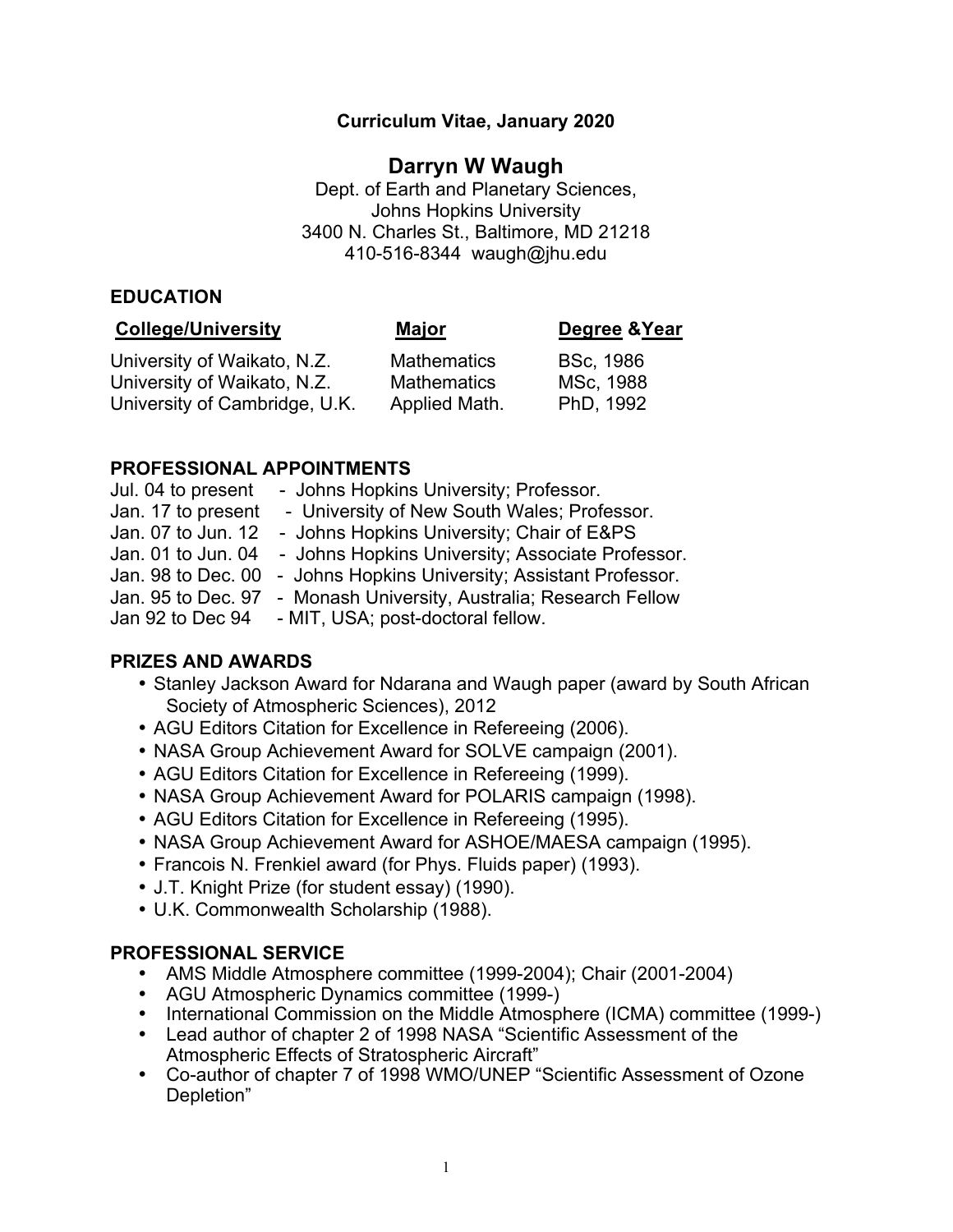**Curriculum Vitae, January 2020**

# Darryn W Waugh

Dept. of Earth and Planetary Sciences,
Johns Hopkins University
3400 N. Charles St., Baltimore, MD 21218
410-516-8344 waugh@jhu.edu

## EDUCATION

| College/University | Major | Degree &Year |
|---|---|---|
| University of Waikato, N.Z. | Mathematics | BSc, 1986 |
| University of Waikato, N.Z. | Mathematics | MSc, 1988 |
| University of Cambridge, U.K. | Applied Math. | PhD, 1992 |

## PROFESSIONAL APPOINTMENTS

Jul. 04 to present - Johns Hopkins University; Professor.
Jan. 17 to present - University of New South Wales; Professor.
Jan. 07 to Jun. 12 - Johns Hopkins University; Chair of E&PS
Jan. 01 to Jun. 04 - Johns Hopkins University; Associate Professor.
Jan. 98 to Dec. 00 - Johns Hopkins University; Assistant Professor.
Jan. 95 to Dec. 97 - Monash University, Australia; Research Fellow
Jan 92 to Dec 94 - MIT, USA; post-doctoral fellow.

## PRIZES AND AWARDS

- Stanley Jackson Award for Ndarana and Waugh paper (award by South African Society of Atmospheric Sciences), 2012
- AGU Editors Citation for Excellence in Refereeing (2006).
- NASA Group Achievement Award for SOLVE campaign (2001).
- AGU Editors Citation for Excellence in Refereeing (1999).
- NASA Group Achievement Award for POLARIS campaign (1998).
- AGU Editors Citation for Excellence in Refereeing (1995).
- NASA Group Achievement Award for ASHOE/MAESA campaign (1995).
- Francois N. Frenkiel award (for Phys. Fluids paper) (1993).
- J.T. Knight Prize (for student essay) (1990).
- U.K. Commonwealth Scholarship (1988).

## PROFESSIONAL SERVICE

- AMS Middle Atmosphere committee (1999-2004); Chair (2001-2004)
- AGU Atmospheric Dynamics committee (1999-)
- International Commission on the Middle Atmosphere (ICMA) committee (1999-)
- Lead author of chapter 2 of 1998 NASA "Scientific Assessment of the Atmospheric Effects of Stratospheric Aircraft"
- Co-author of chapter 7 of 1998 WMO/UNEP "Scientific Assessment of Ozone Depletion"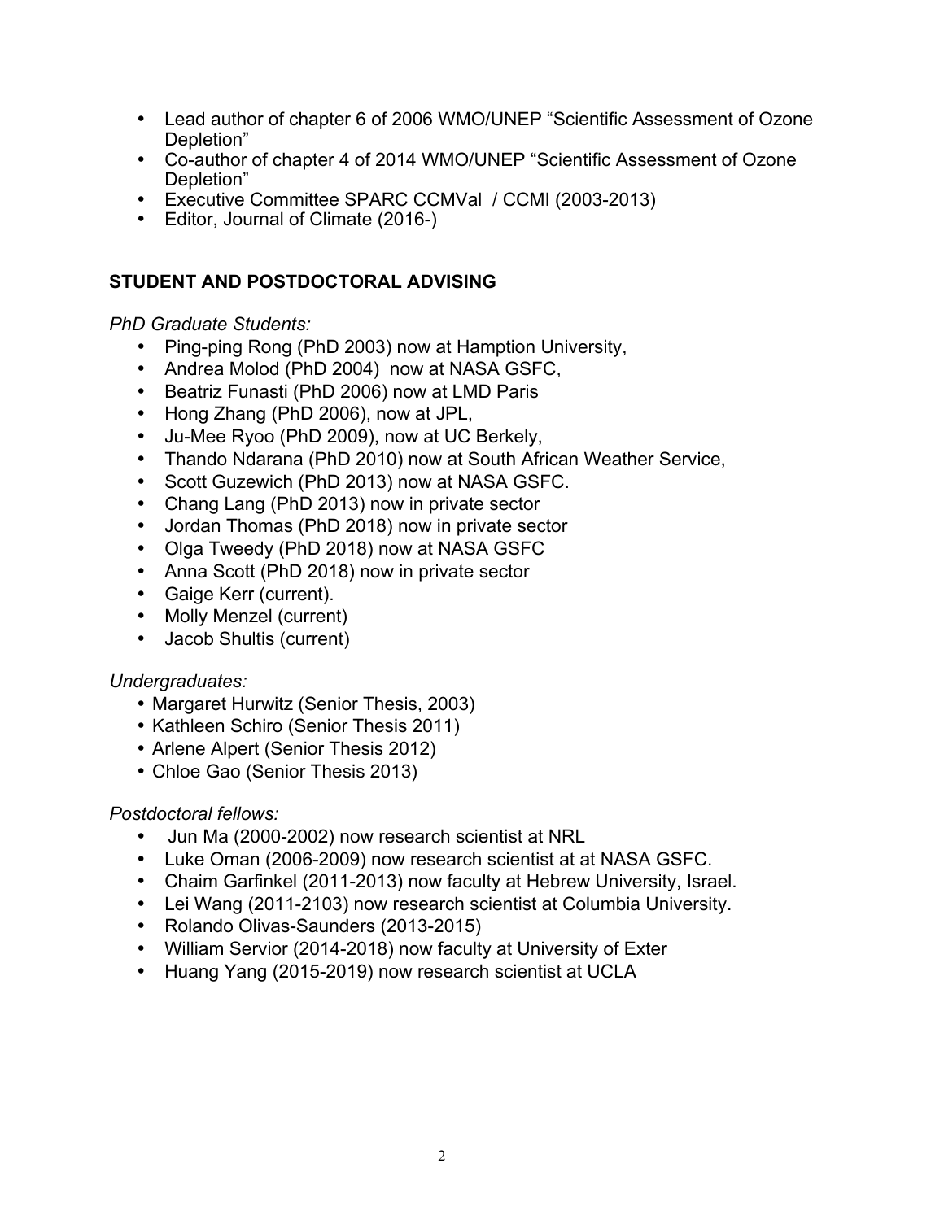- Lead author of chapter 6 of 2006 WMO/UNEP "Scientific Assessment of Ozone Depletion"
- Co-author of chapter 4 of 2014 WMO/UNEP "Scientific Assessment of Ozone Depletion"
- Executive Committee SPARC CCMVal / CCMI (2003-2013)
- Editor, Journal of Climate (2016-)

## STUDENT AND POSTDOCTORAL ADVISING

*PhD Graduate Students:*

- Ping-ping Rong (PhD 2003) now at Hamption University,
- Andrea Molod (PhD 2004) now at NASA GSFC,
- Beatriz Funasti (PhD 2006) now at LMD Paris
- Hong Zhang (PhD 2006), now at JPL,
- Ju-Mee Ryoo (PhD 2009), now at UC Berkely,
- Thando Ndarana (PhD 2010) now at South African Weather Service,
- Scott Guzewich (PhD 2013) now at NASA GSFC.
- Chang Lang (PhD 2013) now in private sector
- Jordan Thomas (PhD 2018) now in private sector
- Olga Tweedy (PhD 2018) now at NASA GSFC
- Anna Scott (PhD 2018) now in private sector
- Gaige Kerr (current).
- Molly Menzel (current)
- Jacob Shultis (current)

*Undergraduates:*

- Margaret Hurwitz (Senior Thesis, 2003)
- Kathleen Schiro (Senior Thesis 2011)
- Arlene Alpert (Senior Thesis 2012)
- Chloe Gao (Senior Thesis 2013)

*Postdoctoral fellows:*

- Jun Ma (2000-2002) now research scientist at NRL
- Luke Oman (2006-2009) now research scientist at at NASA GSFC.
- Chaim Garfinkel (2011-2013) now faculty at Hebrew University, Israel.
- Lei Wang (2011-2103) now research scientist at Columbia University.
- Rolando Olivas-Saunders (2013-2015)
- William Servior (2014-2018) now faculty at University of Exter
- Huang Yang (2015-2019) now research scientist at UCLA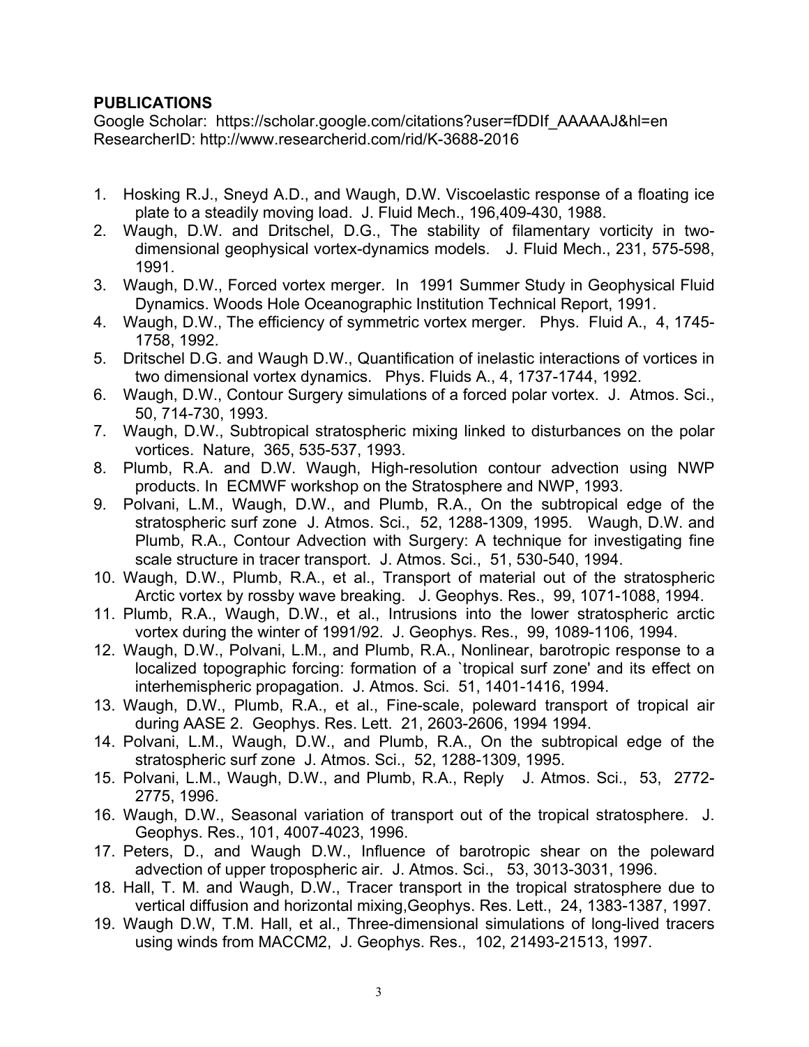**PUBLICATIONS**

Google Scholar: https://scholar.google.com/citations?user=fDDIf_AAAAAJ&hl=en
ResearcherID: http://www.researcherid.com/rid/K-3688-2016

1. Hosking R.J., Sneyd A.D., and Waugh, D.W. Viscoelastic response of a floating ice plate to a steadily moving load. J. Fluid Mech., 196,409-430, 1988.
2. Waugh, D.W. and Dritschel, D.G., The stability of filamentary vorticity in two-dimensional geophysical vortex-dynamics models. J. Fluid Mech., 231, 575-598, 1991.
3. Waugh, D.W., Forced vortex merger. In 1991 Summer Study in Geophysical Fluid Dynamics. Woods Hole Oceanographic Institution Technical Report, 1991.
4. Waugh, D.W., The efficiency of symmetric vortex merger. Phys. Fluid A., 4, 1745-1758, 1992.
5. Dritschel D.G. and Waugh D.W., Quantification of inelastic interactions of vortices in two dimensional vortex dynamics. Phys. Fluids A., 4, 1737-1744, 1992.
6. Waugh, D.W., Contour Surgery simulations of a forced polar vortex. J. Atmos. Sci., 50, 714-730, 1993.
7. Waugh, D.W., Subtropical stratospheric mixing linked to disturbances on the polar vortices. Nature, 365, 535-537, 1993.
8. Plumb, R.A. and D.W. Waugh, High-resolution contour advection using NWP products. In ECMWF workshop on the Stratosphere and NWP, 1993.
9. Polvani, L.M., Waugh, D.W., and Plumb, R.A., On the subtropical edge of the stratospheric surf zone J. Atmos. Sci., 52, 1288-1309, 1995. Waugh, D.W. and Plumb, R.A., Contour Advection with Surgery: A technique for investigating fine scale structure in tracer transport. J. Atmos. Sci., 51, 530-540, 1994.
10. Waugh, D.W., Plumb, R.A., et al., Transport of material out of the stratospheric Arctic vortex by rossby wave breaking. J. Geophys. Res., 99, 1071-1088, 1994.
11. Plumb, R.A., Waugh, D.W., et al., Intrusions into the lower stratospheric arctic vortex during the winter of 1991/92. J. Geophys. Res., 99, 1089-1106, 1994.
12. Waugh, D.W., Polvani, L.M., and Plumb, R.A., Nonlinear, barotropic response to a localized topographic forcing: formation of a `tropical surf zone' and its effect on interhemispheric propagation. J. Atmos. Sci. 51, 1401-1416, 1994.
13. Waugh, D.W., Plumb, R.A., et al., Fine-scale, poleward transport of tropical air during AASE 2. Geophys. Res. Lett. 21, 2603-2606, 1994 1994.
14. Polvani, L.M., Waugh, D.W., and Plumb, R.A., On the subtropical edge of the stratospheric surf zone J. Atmos. Sci., 52, 1288-1309, 1995.
15. Polvani, L.M., Waugh, D.W., and Plumb, R.A., Reply J. Atmos. Sci., 53, 2772-2775, 1996.
16. Waugh, D.W., Seasonal variation of transport out of the tropical stratosphere. J. Geophys. Res., 101, 4007-4023, 1996.
17. Peters, D., and Waugh D.W., Influence of barotropic shear on the poleward advection of upper tropospheric air. J. Atmos. Sci., 53, 3013-3031, 1996.
18. Hall, T. M. and Waugh, D.W., Tracer transport in the tropical stratosphere due to vertical diffusion and horizontal mixing,Geophys. Res. Lett., 24, 1383-1387, 1997.
19. Waugh D.W, T.M. Hall, et al., Three-dimensional simulations of long-lived tracers using winds from MACCM2, J. Geophys. Res., 102, 21493-21513, 1997.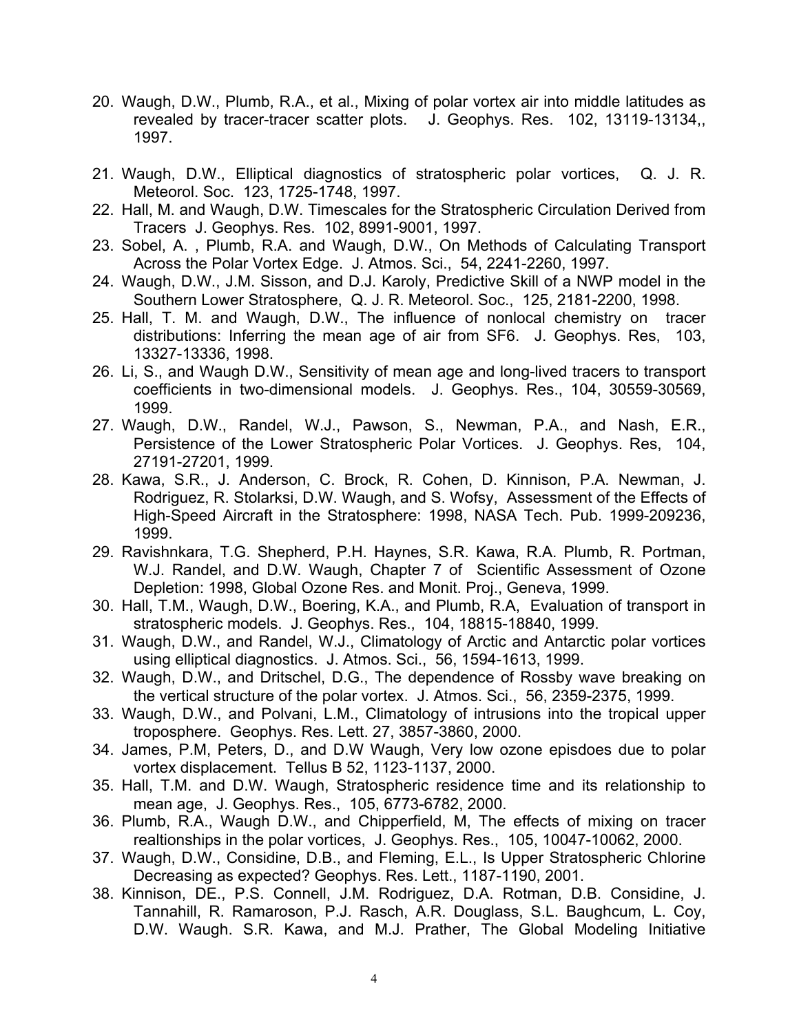20. Waugh, D.W., Plumb, R.A., et al., Mixing of polar vortex air into middle latitudes as revealed by tracer-tracer scatter plots. J. Geophys. Res. 102, 13119-13134,, 1997.

21. Waugh, D.W., Elliptical diagnostics of stratospheric polar vortices, Q. J. R. Meteorol. Soc. 123, 1725-1748, 1997.
22. Hall, M. and Waugh, D.W. Timescales for the Stratospheric Circulation Derived from Tracers J. Geophys. Res. 102, 8991-9001, 1997.
23. Sobel, A. , Plumb, R.A. and Waugh, D.W., On Methods of Calculating Transport Across the Polar Vortex Edge. J. Atmos. Sci., 54, 2241-2260, 1997.
24. Waugh, D.W., J.M. Sisson, and D.J. Karoly, Predictive Skill of a NWP model in the Southern Lower Stratosphere, Q. J. R. Meteorol. Soc., 125, 2181-2200, 1998.
25. Hall, T. M. and Waugh, D.W., The influence of nonlocal chemistry on tracer distributions: Inferring the mean age of air from SF6. J. Geophys. Res, 103, 13327-13336, 1998.
26. Li, S., and Waugh D.W., Sensitivity of mean age and long-lived tracers to transport coefficients in two-dimensional models. J. Geophys. Res., 104, 30559-30569, 1999.
27. Waugh, D.W., Randel, W.J., Pawson, S., Newman, P.A., and Nash, E.R., Persistence of the Lower Stratospheric Polar Vortices. J. Geophys. Res, 104, 27191-27201, 1999.
28. Kawa, S.R., J. Anderson, C. Brock, R. Cohen, D. Kinnison, P.A. Newman, J. Rodriguez, R. Stolarksi, D.W. Waugh, and S. Wofsy, Assessment of the Effects of High-Speed Aircraft in the Stratosphere: 1998, NASA Tech. Pub. 1999-209236, 1999.
29. Ravishnkara, T.G. Shepherd, P.H. Haynes, S.R. Kawa, R.A. Plumb, R. Portman, W.J. Randel, and D.W. Waugh, Chapter 7 of Scientific Assessment of Ozone Depletion: 1998, Global Ozone Res. and Monit. Proj., Geneva, 1999.
30. Hall, T.M., Waugh, D.W., Boering, K.A., and Plumb, R.A, Evaluation of transport in stratospheric models. J. Geophys. Res., 104, 18815-18840, 1999.
31. Waugh, D.W., and Randel, W.J., Climatology of Arctic and Antarctic polar vortices using elliptical diagnostics. J. Atmos. Sci., 56, 1594-1613, 1999.
32. Waugh, D.W., and Dritschel, D.G., The dependence of Rossby wave breaking on the vertical structure of the polar vortex. J. Atmos. Sci., 56, 2359-2375, 1999.
33. Waugh, D.W., and Polvani, L.M., Climatology of intrusions into the tropical upper troposphere. Geophys. Res. Lett. 27, 3857-3860, 2000.
34. James, P.M, Peters, D., and D.W Waugh, Very low ozone episdoes due to polar vortex displacement. Tellus B 52, 1123-1137, 2000.
35. Hall, T.M. and D.W. Waugh, Stratospheric residence time and its relationship to mean age, J. Geophys. Res., 105, 6773-6782, 2000.
36. Plumb, R.A., Waugh D.W., and Chipperfield, M, The effects of mixing on tracer realtionships in the polar vortices, J. Geophys. Res., 105, 10047-10062, 2000.
37. Waugh, D.W., Considine, D.B., and Fleming, E.L., Is Upper Stratospheric Chlorine Decreasing as expected? Geophys. Res. Lett., 1187-1190, 2001.
38. Kinnison, DE., P.S. Connell, J.M. Rodriguez, D.A. Rotman, D.B. Considine, J. Tannahill, R. Ramaroson, P.J. Rasch, A.R. Douglass, S.L. Baughcum, L. Coy, D.W. Waugh. S.R. Kawa, and M.J. Prather, The Global Modeling Initiative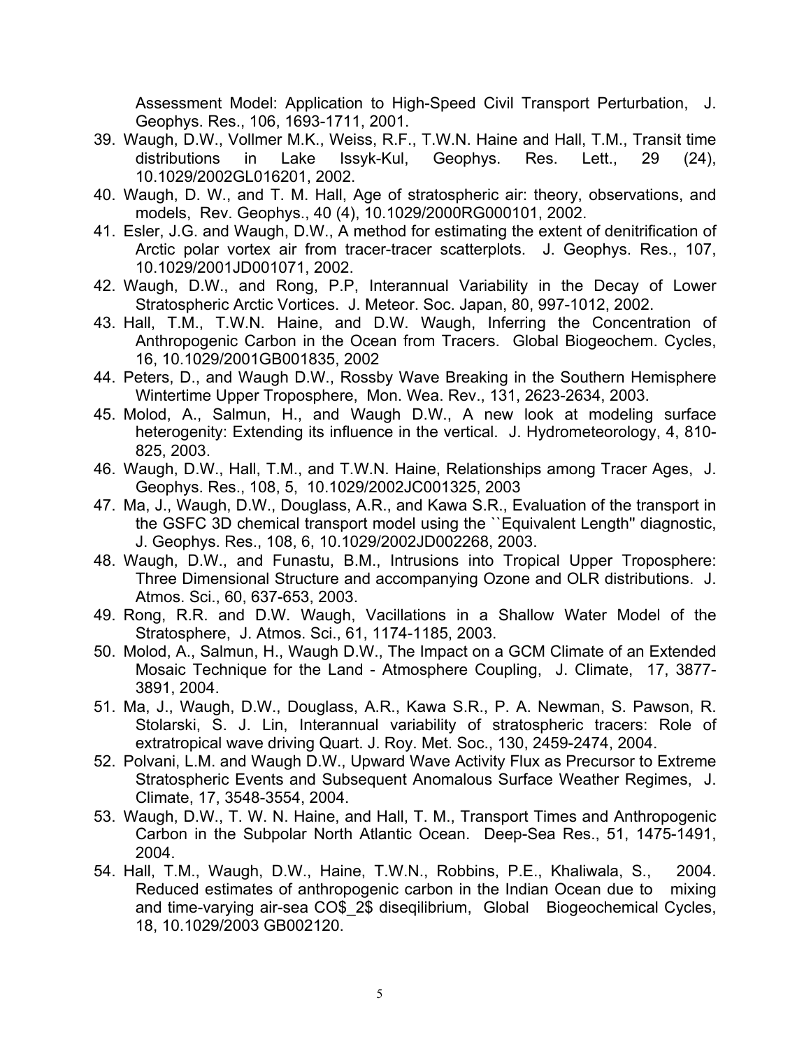Assessment Model: Application to High-Speed Civil Transport Perturbation, J. Geophys. Res., 106, 1693-1711, 2001.

39. Waugh, D.W., Vollmer M.K., Weiss, R.F., T.W.N. Haine and Hall, T.M., Transit time distributions in Lake Issyk-Kul, Geophys. Res. Lett., 29 (24), 10.1029/2002GL016201, 2002.
40. Waugh, D. W., and T. M. Hall, Age of stratospheric air: theory, observations, and models, Rev. Geophys., 40 (4), 10.1029/2000RG000101, 2002.
41. Esler, J.G. and Waugh, D.W., A method for estimating the extent of denitrification of Arctic polar vortex air from tracer-tracer scatterplots. J. Geophys. Res., 107, 10.1029/2001JD001071, 2002.
42. Waugh, D.W., and Rong, P.P, Interannual Variability in the Decay of Lower Stratospheric Arctic Vortices. J. Meteor. Soc. Japan, 80, 997-1012, 2002.
43. Hall, T.M., T.W.N. Haine, and D.W. Waugh, Inferring the Concentration of Anthropogenic Carbon in the Ocean from Tracers. Global Biogeochem. Cycles, 16, 10.1029/2001GB001835, 2002
44. Peters, D., and Waugh D.W., Rossby Wave Breaking in the Southern Hemisphere Wintertime Upper Troposphere, Mon. Wea. Rev., 131, 2623-2634, 2003.
45. Molod, A., Salmun, H., and Waugh D.W., A new look at modeling surface heterogenity: Extending its influence in the vertical. J. Hydrometeorology, 4, 810-825, 2003.
46. Waugh, D.W., Hall, T.M., and T.W.N. Haine, Relationships among Tracer Ages, J. Geophys. Res., 108, 5, 10.1029/2002JC001325, 2003
47. Ma, J., Waugh, D.W., Douglass, A.R., and Kawa S.R., Evaluation of the transport in the GSFC 3D chemical transport model using the ``Equivalent Length'' diagnostic, J. Geophys. Res., 108, 6, 10.1029/2002JD002268, 2003.
48. Waugh, D.W., and Funastu, B.M., Intrusions into Tropical Upper Troposphere: Three Dimensional Structure and accompanying Ozone and OLR distributions. J. Atmos. Sci., 60, 637-653, 2003.
49. Rong, R.R. and D.W. Waugh, Vacillations in a Shallow Water Model of the Stratosphere, J. Atmos. Sci., 61, 1174-1185, 2003.
50. Molod, A., Salmun, H., Waugh D.W., The Impact on a GCM Climate of an Extended Mosaic Technique for the Land - Atmosphere Coupling, J. Climate, 17, 3877-3891, 2004.
51. Ma, J., Waugh, D.W., Douglass, A.R., Kawa S.R., P. A. Newman, S. Pawson, R. Stolarski, S. J. Lin, Interannual variability of stratospheric tracers: Role of extratropical wave driving Quart. J. Roy. Met. Soc., 130, 2459-2474, 2004.
52. Polvani, L.M. and Waugh D.W., Upward Wave Activity Flux as Precursor to Extreme Stratospheric Events and Subsequent Anomalous Surface Weather Regimes, J. Climate, 17, 3548-3554, 2004.
53. Waugh, D.W., T. W. N. Haine, and Hall, T. M., Transport Times and Anthropogenic Carbon in the Subpolar North Atlantic Ocean. Deep-Sea Res., 51, 1475-1491, 2004.
54. Hall, T.M., Waugh, D.W., Haine, T.W.N., Robbins, P.E., Khaliwala, S., 2004. Reduced estimates of anthropogenic carbon in the Indian Ocean due to mixing and time-varying air-sea CO$_2$ diseqilibrium, Global Biogeochemical Cycles, 18, 10.1029/2003 GB002120.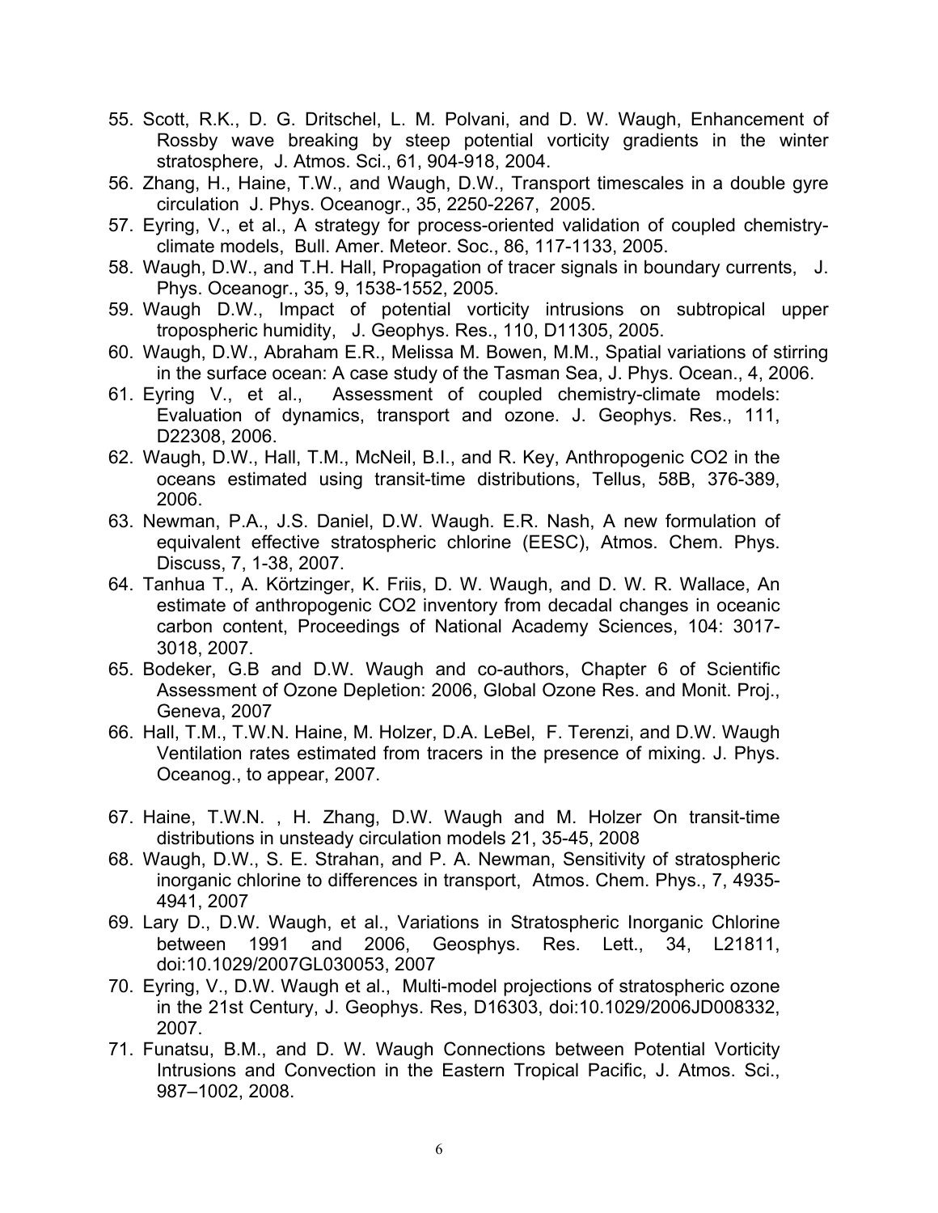55. Scott, R.K., D. G. Dritschel, L. M. Polvani, and D. W. Waugh, Enhancement of Rossby wave breaking by steep potential vorticity gradients in the winter stratosphere, J. Atmos. Sci., 61, 904-918, 2004.
56. Zhang, H., Haine, T.W., and Waugh, D.W., Transport timescales in a double gyre circulation J. Phys. Oceanogr., 35, 2250-2267, 2005.
57. Eyring, V., et al., A strategy for process-oriented validation of coupled chemistry-climate models, Bull. Amer. Meteor. Soc., 86, 117-1133, 2005.
58. Waugh, D.W., and T.H. Hall, Propagation of tracer signals in boundary currents, J. Phys. Oceanogr., 35, 9, 1538-1552, 2005.
59. Waugh D.W., Impact of potential vorticity intrusions on subtropical upper tropospheric humidity, J. Geophys. Res., 110, D11305, 2005.
60. Waugh, D.W., Abraham E.R., Melissa M. Bowen, M.M., Spatial variations of stirring in the surface ocean: A case study of the Tasman Sea, J. Phys. Ocean., 4, 2006.
61. Eyring V., et al., Assessment of coupled chemistry-climate models: Evaluation of dynamics, transport and ozone. J. Geophys. Res., 111, D22308, 2006.
62. Waugh, D.W., Hall, T.M., McNeil, B.I., and R. Key, Anthropogenic CO2 in the oceans estimated using transit-time distributions, Tellus, 58B, 376-389, 2006.
63. Newman, P.A., J.S. Daniel, D.W. Waugh. E.R. Nash, A new formulation of equivalent effective stratospheric chlorine (EESC), Atmos. Chem. Phys. Discuss, 7, 1-38, 2007.
64. Tanhua T., A. Körtzinger, K. Friis, D. W. Waugh, and D. W. R. Wallace, An estimate of anthropogenic CO2 inventory from decadal changes in oceanic carbon content, Proceedings of National Academy Sciences, 104: 3017-3018, 2007.
65. Bodeker, G.B and D.W. Waugh and co-authors, Chapter 6 of Scientific Assessment of Ozone Depletion: 2006, Global Ozone Res. and Monit. Proj., Geneva, 2007
66. Hall, T.M., T.W.N. Haine, M. Holzer, D.A. LeBel, F. Terenzi, and D.W. Waugh Ventilation rates estimated from tracers in the presence of mixing. J. Phys. Oceanog., to appear, 2007.
67. Haine, T.W.N. , H. Zhang, D.W. Waugh and M. Holzer On transit-time distributions in unsteady circulation models 21, 35-45, 2008
68. Waugh, D.W., S. E. Strahan, and P. A. Newman, Sensitivity of stratospheric inorganic chlorine to differences in transport, Atmos. Chem. Phys., 7, 4935-4941, 2007
69. Lary D., D.W. Waugh, et al., Variations in Stratospheric Inorganic Chlorine between 1991 and 2006, Geosphys. Res. Lett., 34, L21811, doi:10.1029/2007GL030053, 2007
70. Eyring, V., D.W. Waugh et al., Multi-model projections of stratospheric ozone in the 21st Century, J. Geophys. Res, D16303, doi:10.1029/2006JD008332, 2007.
71. Funatsu, B.M., and D. W. Waugh Connections between Potential Vorticity Intrusions and Convection in the Eastern Tropical Pacific, J. Atmos. Sci., 987–1002, 2008.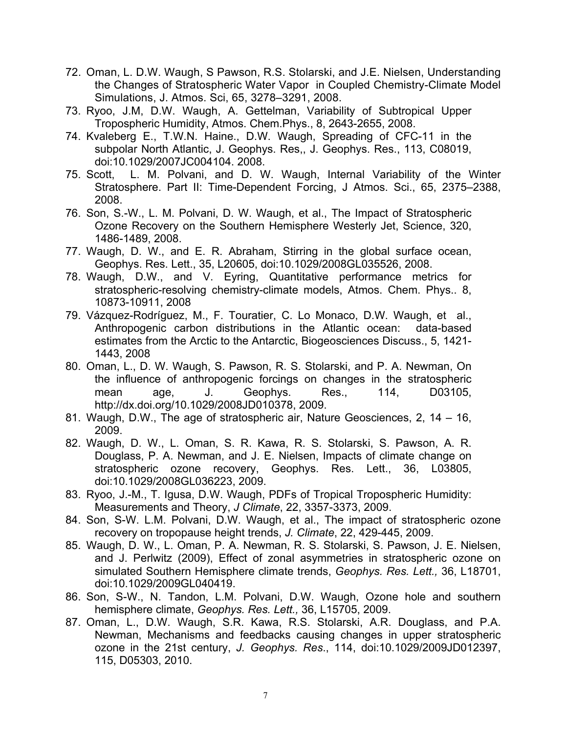72. Oman, L. D.W. Waugh, S Pawson, R.S. Stolarski, and J.E. Nielsen, Understanding the Changes of Stratospheric Water Vapor in Coupled Chemistry-Climate Model Simulations, J. Atmos. Sci, 65, 3278–3291, 2008.
73. Ryoo, J.M, D.W. Waugh, A. Gettelman, Variability of Subtropical Upper Tropospheric Humidity, Atmos. Chem.Phys., 8, 2643-2655, 2008.
74. Kvaleberg E., T.W.N. Haine., D.W. Waugh, Spreading of CFC-11 in the subpolar North Atlantic, J. Geophys. Res,, J. Geophys. Res., 113, C08019, doi:10.1029/2007JC004104. 2008.
75. Scott, L. M. Polvani, and D. W. Waugh, Internal Variability of the Winter Stratosphere. Part II: Time-Dependent Forcing, J Atmos. Sci., 65, 2375–2388, 2008.
76. Son, S.-W., L. M. Polvani, D. W. Waugh, et al., The Impact of Stratospheric Ozone Recovery on the Southern Hemisphere Westerly Jet, Science, 320, 1486-1489, 2008.
77. Waugh, D. W., and E. R. Abraham, Stirring in the global surface ocean, Geophys. Res. Lett., 35, L20605, doi:10.1029/2008GL035526, 2008.
78. Waugh, D.W., and V. Eyring, Quantitative performance metrics for stratospheric-resolving chemistry-climate models, Atmos. Chem. Phys.. 8, 10873-10911, 2008
79. Vázquez-Rodríguez, M., F. Touratier, C. Lo Monaco, D.W. Waugh, et al., Anthropogenic carbon distributions in the Atlantic ocean: data-based estimates from the Arctic to the Antarctic, Biogeosciences Discuss., 5, 1421-1443, 2008
80. Oman, L., D. W. Waugh, S. Pawson, R. S. Stolarski, and P. A. Newman, On the influence of anthropogenic forcings on changes in the stratospheric mean age, J. Geophys. Res., 114, D03105, http://dx.doi.org/10.1029/2008JD010378, 2009.
81. Waugh, D.W., The age of stratospheric air, Nature Geosciences, 2, 14 – 16, 2009.
82. Waugh, D. W., L. Oman, S. R. Kawa, R. S. Stolarski, S. Pawson, A. R. Douglass, P. A. Newman, and J. E. Nielsen, Impacts of climate change on stratospheric ozone recovery, Geophys. Res. Lett., 36, L03805, doi:10.1029/2008GL036223, 2009.
83. Ryoo, J.-M., T. Igusa, D.W. Waugh, PDFs of Tropical Tropospheric Humidity: Measurements and Theory, *J Climate*, 22, 3357-3373, 2009.
84. Son, S-W. L.M. Polvani, D.W. Waugh, et al., The impact of stratospheric ozone recovery on tropopause height trends, *J. Climate*, 22, 429-445, 2009.
85. Waugh, D. W., L. Oman, P. A. Newman, R. S. Stolarski, S. Pawson, J. E. Nielsen, and J. Perlwitz (2009), Effect of zonal asymmetries in stratospheric ozone on simulated Southern Hemisphere climate trends, *Geophys. Res. Lett.,* 36, L18701, doi:10.1029/2009GL040419.
86. Son, S-W., N. Tandon, L.M. Polvani, D.W. Waugh, Ozone hole and southern hemisphere climate, *Geophys. Res. Lett.,* 36, L15705, 2009.
87. Oman, L., D.W. Waugh, S.R. Kawa, R.S. Stolarski, A.R. Douglass, and P.A. Newman, Mechanisms and feedbacks causing changes in upper stratospheric ozone in the 21st century, *J. Geophys. Res*., 114, doi:10.1029/2009JD012397, 115, D05303, 2010.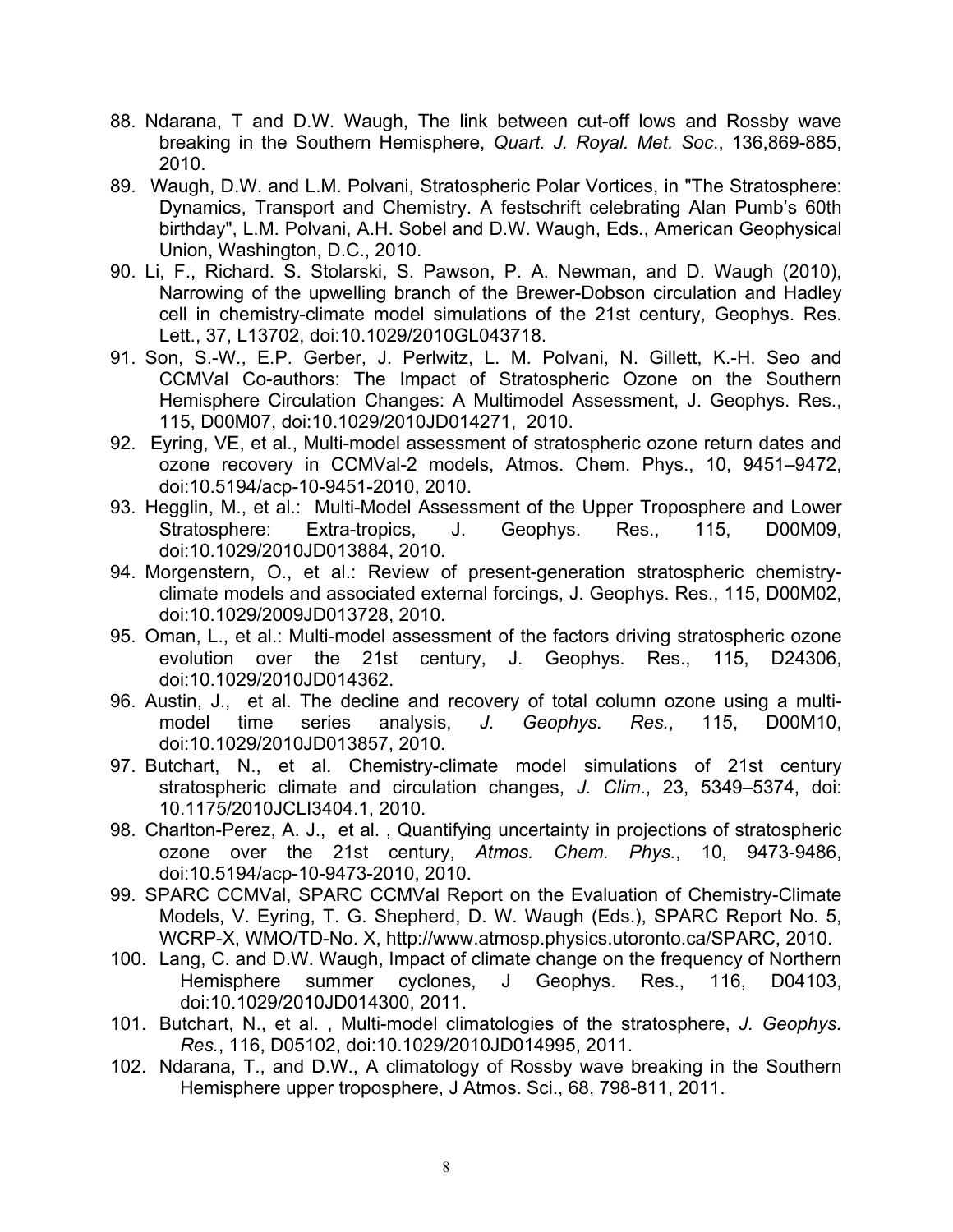88. Ndarana, T and D.W. Waugh, The link between cut-off lows and Rossby wave breaking in the Southern Hemisphere, *Quart. J. Royal. Met. Soc.*, 136,869-885, 2010.
89. Waugh, D.W. and L.M. Polvani, Stratospheric Polar Vortices, in "The Stratosphere: Dynamics, Transport and Chemistry. A festschrift celebrating Alan Pumb's 60th birthday", L.M. Polvani, A.H. Sobel and D.W. Waugh, Eds., American Geophysical Union, Washington, D.C., 2010.
90. Li, F., Richard. S. Stolarski, S. Pawson, P. A. Newman, and D. Waugh (2010), Narrowing of the upwelling branch of the Brewer-Dobson circulation and Hadley cell in chemistry-climate model simulations of the 21st century, Geophys. Res. Lett., 37, L13702, doi:10.1029/2010GL043718.
91. Son, S.-W., E.P. Gerber, J. Perlwitz, L. M. Polvani, N. Gillett, K.-H. Seo and CCMVal Co-authors: The Impact of Stratospheric Ozone on the Southern Hemisphere Circulation Changes: A Multimodel Assessment, J. Geophys. Res., 115, D00M07, doi:10.1029/2010JD014271, 2010.
92. Eyring, VE, et al., Multi-model assessment of stratospheric ozone return dates and ozone recovery in CCMVal-2 models, Atmos. Chem. Phys., 10, 9451–9472, doi:10.5194/acp-10-9451-2010, 2010.
93. Hegglin, M., et al.: Multi-Model Assessment of the Upper Troposphere and Lower Stratosphere: Extra-tropics, J. Geophys. Res., 115, D00M09, doi:10.1029/2010JD013884, 2010.
94. Morgenstern, O., et al.: Review of present-generation stratospheric chemistry-climate models and associated external forcings, J. Geophys. Res., 115, D00M02, doi:10.1029/2009JD013728, 2010.
95. Oman, L., et al.: Multi-model assessment of the factors driving stratospheric ozone evolution over the 21st century, J. Geophys. Res., 115, D24306, doi:10.1029/2010JD014362.
96. Austin, J., et al. The decline and recovery of total column ozone using a multi-model time series analysis, *J. Geophys. Res.*, 115, D00M10, doi:10.1029/2010JD013857, 2010.
97. Butchart, N., et al. Chemistry-climate model simulations of 21st century stratospheric climate and circulation changes, *J. Clim*., 23, 5349–5374, doi: 10.1175/2010JCLI3404.1, 2010.
98. Charlton-Perez, A. J., et al. , Quantifying uncertainty in projections of stratospheric ozone over the 21st century, *Atmos. Chem. Phys.*, 10, 9473-9486, doi:10.5194/acp-10-9473-2010, 2010.
99. SPARC CCMVal, SPARC CCMVal Report on the Evaluation of Chemistry-Climate Models, V. Eyring, T. G. Shepherd, D. W. Waugh (Eds.), SPARC Report No. 5, WCRP-X, WMO/TD-No. X, http://www.atmosp.physics.utoronto.ca/SPARC, 2010.
100. Lang, C. and D.W. Waugh, Impact of climate change on the frequency of Northern Hemisphere summer cyclones, J Geophys. Res., 116, D04103, doi:10.1029/2010JD014300, 2011.
101. Butchart, N., et al. , Multi-model climatologies of the stratosphere, *J. Geophys. Res.*, 116, D05102, doi:10.1029/2010JD014995, 2011.
102. Ndarana, T., and D.W., A climatology of Rossby wave breaking in the Southern Hemisphere upper troposphere, J Atmos. Sci., 68, 798-811, 2011.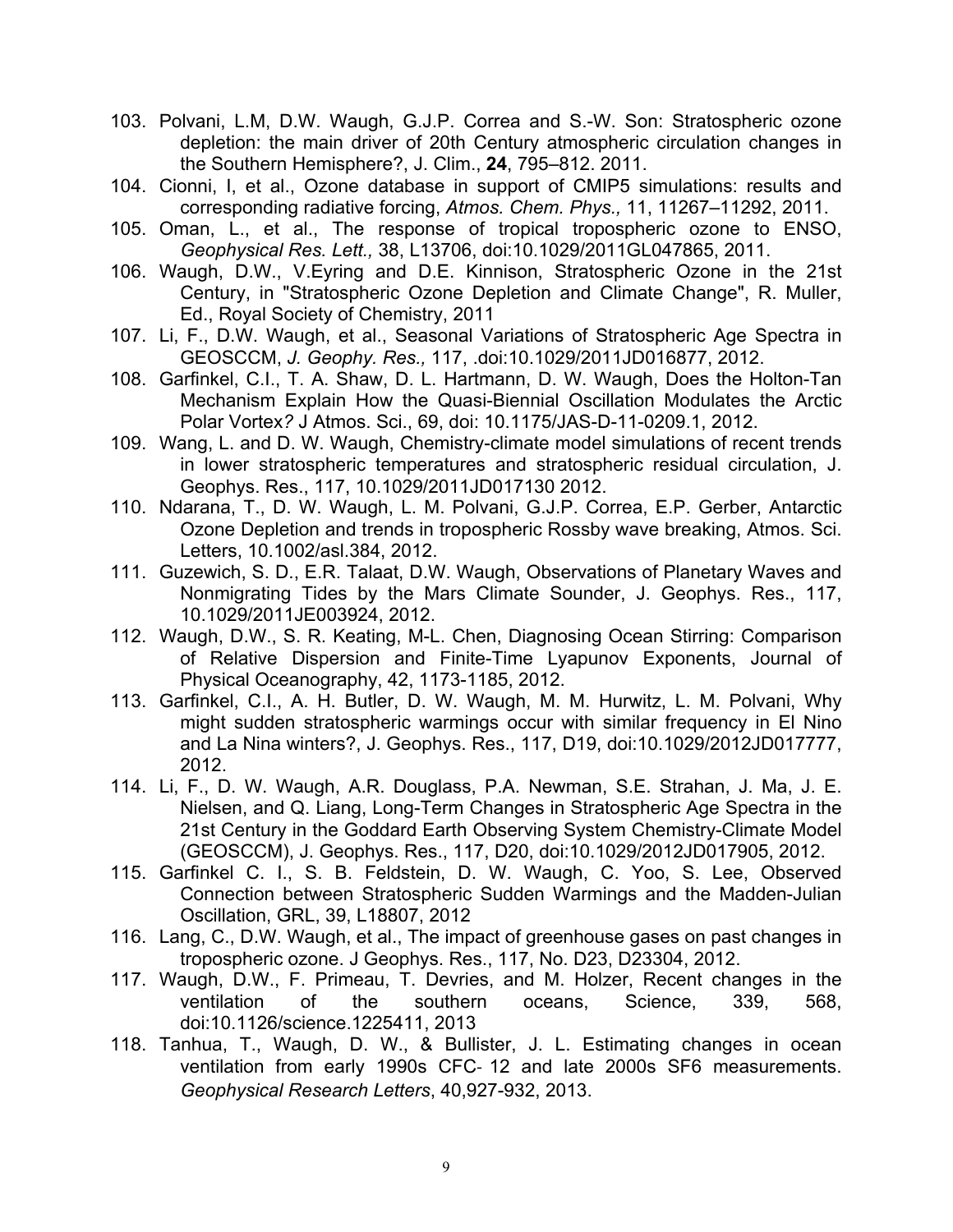103. Polvani, L.M, D.W. Waugh, G.J.P. Correa and S.-W. Son: Stratospheric ozone depletion: the main driver of 20th Century atmospheric circulation changes in the Southern Hemisphere?, J. Clim., **24**, 795–812. 2011.
104. Cionni, I, et al., Ozone database in support of CMIP5 simulations: results and corresponding radiative forcing, *Atmos. Chem. Phys.,* 11, 11267–11292, 2011.
105. Oman, L., et al., The response of tropical tropospheric ozone to ENSO, *Geophysical Res. Lett.,* 38, L13706, doi:10.1029/2011GL047865, 2011.
106. Waugh, D.W., V.Eyring and D.E. Kinnison, Stratospheric Ozone in the 21st Century, in "Stratospheric Ozone Depletion and Climate Change", R. Muller, Ed., Royal Society of Chemistry, 2011
107. Li, F., D.W. Waugh, et al., Seasonal Variations of Stratospheric Age Spectra in GEOSCCM, *J. Geophy. Res.,* 117, .doi:10.1029/2011JD016877, 2012.
108. Garfinkel, C.I., T. A. Shaw, D. L. Hartmann, D. W. Waugh, Does the Holton-Tan Mechanism Explain How the Quasi-Biennial Oscillation Modulates the Arctic Polar Vortex*?* J Atmos. Sci., 69, doi: 10.1175/JAS-D-11-0209.1, 2012.
109. Wang, L. and D. W. Waugh, Chemistry-climate model simulations of recent trends in lower stratospheric temperatures and stratospheric residual circulation, J. Geophys. Res., 117, 10.1029/2011JD017130 2012.
110. Ndarana, T., D. W. Waugh, L. M. Polvani, G.J.P. Correa, E.P. Gerber, Antarctic Ozone Depletion and trends in tropospheric Rossby wave breaking, Atmos. Sci. Letters, 10.1002/asl.384, 2012.
111. Guzewich, S. D., E.R. Talaat, D.W. Waugh, Observations of Planetary Waves and Nonmigrating Tides by the Mars Climate Sounder, J. Geophys. Res., 117, 10.1029/2011JE003924, 2012.
112. Waugh, D.W., S. R. Keating, M-L. Chen, Diagnosing Ocean Stirring: Comparison of Relative Dispersion and Finite-Time Lyapunov Exponents, Journal of Physical Oceanography, 42, 1173-1185, 2012.
113. Garfinkel, C.I., A. H. Butler, D. W. Waugh, M. M. Hurwitz, L. M. Polvani, Why might sudden stratospheric warmings occur with similar frequency in El Nino and La Nina winters?, J. Geophys. Res., 117, D19, doi:10.1029/2012JD017777, 2012.
114. Li, F., D. W. Waugh, A.R. Douglass, P.A. Newman, S.E. Strahan, J. Ma, J. E. Nielsen, and Q. Liang, Long-Term Changes in Stratospheric Age Spectra in the 21st Century in the Goddard Earth Observing System Chemistry-Climate Model (GEOSCCM), J. Geophys. Res., 117, D20, doi:10.1029/2012JD017905, 2012.
115. Garfinkel C. I., S. B. Feldstein, D. W. Waugh, C. Yoo, S. Lee, Observed Connection between Stratospheric Sudden Warmings and the Madden-Julian Oscillation, GRL, 39, L18807, 2012
116. Lang, C., D.W. Waugh, et al., The impact of greenhouse gases on past changes in tropospheric ozone. J Geophys. Res., 117, No. D23, D23304, 2012.
117. Waugh, D.W., F. Primeau, T. Devries, and M. Holzer, Recent changes in the ventilation of the southern oceans, Science, 339, 568, doi:10.1126/science.1225411, 2013
118. Tanhua, T., Waugh, D. W., & Bullister, J. L. Estimating changes in ocean ventilation from early 1990s CFC- 12 and late 2000s SF6 measurements. *Geophysical Research Letters*, 40,927-932, 2013.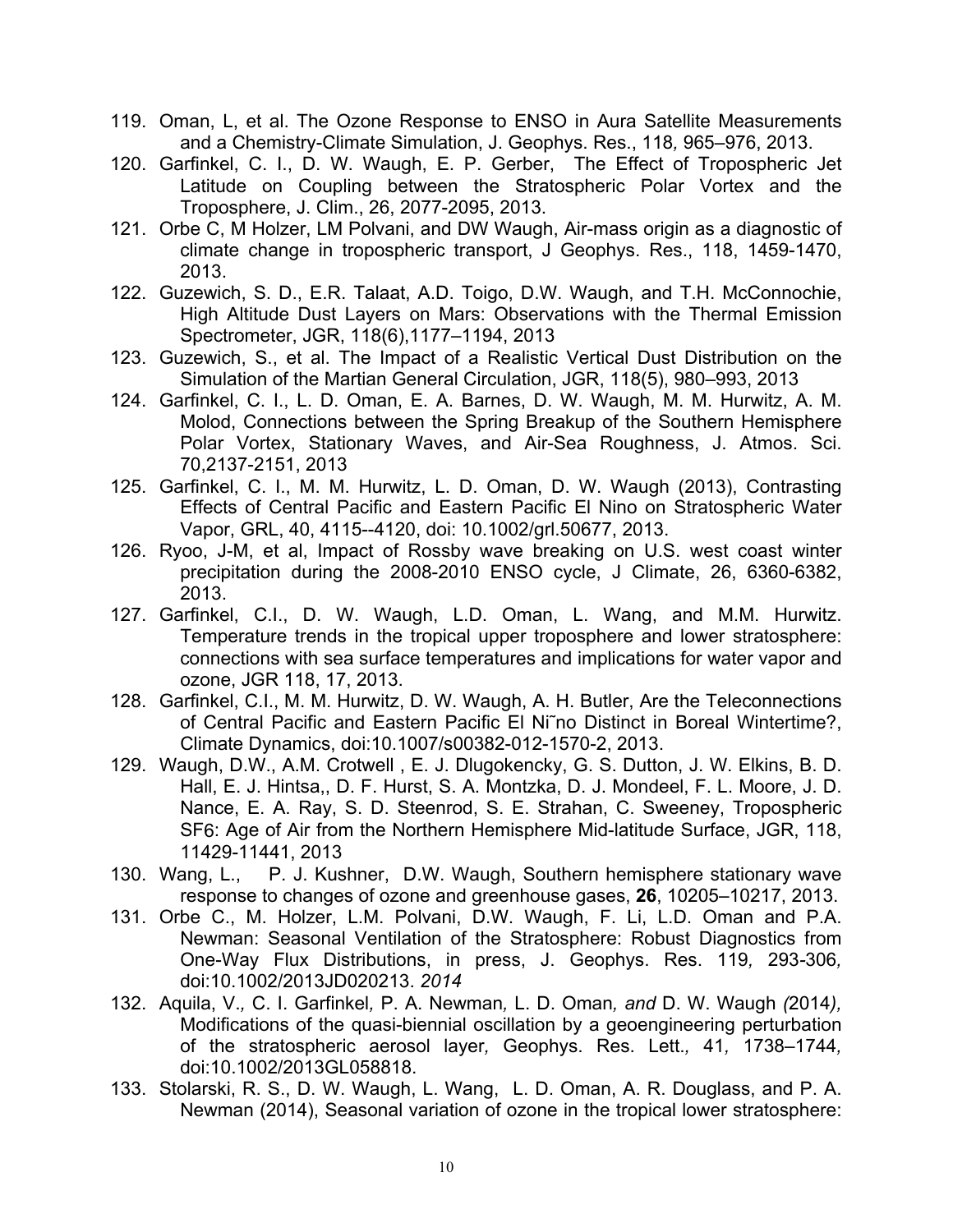119. Oman, L, et al. The Ozone Response to ENSO in Aura Satellite Measurements and a Chemistry-Climate Simulation, J. Geophys. Res., 118*,* 965–976, 2013.
120. Garfinkel, C. I., D. W. Waugh, E. P. Gerber, The Effect of Tropospheric Jet Latitude on Coupling between the Stratospheric Polar Vortex and the Troposphere, J. Clim., 26, 2077-2095, 2013.
121. Orbe C, M Holzer, LM Polvani, and DW Waugh, Air-mass origin as a diagnostic of climate change in tropospheric transport, J Geophys. Res., 118, 1459-1470, 2013.
122. Guzewich, S. D., E.R. Talaat, A.D. Toigo, D.W. Waugh, and T.H. McConnochie, High Altitude Dust Layers on Mars: Observations with the Thermal Emission Spectrometer, JGR, 118(6),1177–1194, 2013
123. Guzewich, S., et al. The Impact of a Realistic Vertical Dust Distribution on the Simulation of the Martian General Circulation, JGR, 118(5), 980–993, 2013
124. Garfinkel, C. I., L. D. Oman, E. A. Barnes, D. W. Waugh, M. M. Hurwitz, A. M. Molod, Connections between the Spring Breakup of the Southern Hemisphere Polar Vortex, Stationary Waves, and Air-Sea Roughness, J. Atmos. Sci. 70,2137-2151, 2013
125. Garfinkel, C. I., M. M. Hurwitz, L. D. Oman, D. W. Waugh (2013), Contrasting Effects of Central Pacific and Eastern Pacific El Nino on Stratospheric Water Vapor, GRL, 40, 4115--4120, doi: 10.1002/grl.50677, 2013.
126. Ryoo, J-M, et al, Impact of Rossby wave breaking on U.S. west coast winter precipitation during the 2008-2010 ENSO cycle, J Climate, 26, 6360-6382, 2013.
127. Garfinkel, C.I., D. W. Waugh, L.D. Oman, L. Wang, and M.M. Hurwitz. Temperature trends in the tropical upper troposphere and lower stratosphere: connections with sea surface temperatures and implications for water vapor and ozone, JGR 118, 17, 2013.
128. Garfinkel, C.I., M. M. Hurwitz, D. W. Waugh, A. H. Butler, Are the Teleconnections of Central Pacific and Eastern Pacific El Ni˜no Distinct in Boreal Wintertime?, Climate Dynamics, doi:10.1007/s00382-012-1570-2, 2013.
129. Waugh, D.W., A.M. Crotwell , E. J. Dlugokencky, G. S. Dutton, J. W. Elkins, B. D. Hall, E. J. Hintsa,, D. F. Hurst, S. A. Montzka, D. J. Mondeel, F. L. Moore, J. D. Nance, E. A. Ray, S. D. Steenrod, S. E. Strahan, C. Sweeney, Tropospheric $SF_6$: Age of Air from the Northern Hemisphere Mid-latitude Surface, JGR, 118, 11429-11441, 2013
130. Wang, L., P. J. Kushner, D.W. Waugh, Southern hemisphere stationary wave response to changes of ozone and greenhouse gases, **26**, 10205–10217, 2013.
131. Orbe C., M. Holzer, L.M. Polvani, D.W. Waugh, F. Li, L.D. Oman and P.A. Newman: Seasonal Ventilation of the Stratosphere: Robust Diagnostics from One-Way Flux Distributions, in press, J. Geophys. Res. 119*,* 293-306*,* doi:10.1002/2013JD020213. *2014*
132. Aquila, V.*,* C. I. Garfinkel*,* P. A. Newman*,* L. D. Oman*, and* D. W. Waugh *(*2014*),* Modifications of the quasi-biennial oscillation by a geoengineering perturbation of the stratospheric aerosol layer*,* Geophys. Res. Lett.*,* 41*,* 1738–1744*,* doi:10.1002/2013GL058818.
133. Stolarski, R. S., D. W. Waugh, L. Wang, L. D. Oman, A. R. Douglass, and P. A. Newman (2014), Seasonal variation of ozone in the tropical lower stratosphere: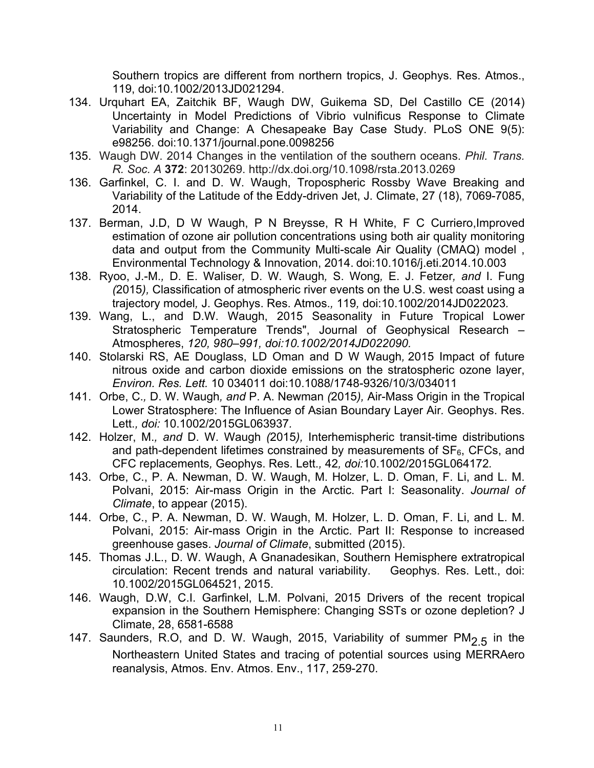Southern tropics are different from northern tropics, J. Geophys. Res. Atmos., 119, doi:10.1002/2013JD021294.

134. Urquhart EA, Zaitchik BF, Waugh DW, Guikema SD, Del Castillo CE (2014) Uncertainty in Model Predictions of Vibrio vulnificus Response to Climate Variability and Change: A Chesapeake Bay Case Study. PLoS ONE 9(5): e98256. doi:10.1371/journal.pone.0098256
135. Waugh DW. 2014 Changes in the ventilation of the southern oceans. *Phil. Trans. R. Soc. A* **372**: 20130269. http://dx.doi.org/10.1098/rsta.2013.0269
136. Garfinkel, C. I. and D. W. Waugh, Tropospheric Rossby Wave Breaking and Variability of the Latitude of the Eddy-driven Jet, J. Climate, 27 (18), 7069-7085, 2014.
137. Berman, J.D, D W Waugh, P N Breysse, R H White, F C Curriero,Improved estimation of ozone air pollution concentrations using both air quality monitoring data and output from the Community Multi-scale Air Quality (CMAQ) model , Environmental Technology & Innovation, 2014. doi:10.1016/j.eti.2014.10.003
138. Ryoo, J.-M.*,* D. E. Waliser*,* D. W. Waugh*,* S. Wong*,* E. J. Fetzer*, and* I. Fung *(*2015*),* Classification of atmospheric river events on the U.S. west coast using a trajectory model*,* J. Geophys. Res. Atmos.*,* 119*,* doi:10.1002/2014JD022023*.*
139. Wang, L., and D.W. Waugh, 2015 Seasonality in Future Tropical Lower Stratospheric Temperature Trends", Journal of Geophysical Research – Atmospheres, *120, 980–991, doi:10.1002/2014JD022090.*
140. Stolarski RS, AE Douglass, LD Oman and D W Waugh*,* 2015 Impact of future nitrous oxide and carbon dioxide emissions on the stratospheric ozone layer, *Environ. Res. Lett.* 10 034011 doi:10.1088/1748-9326/10/3/034011
141. Orbe, C.*,* D. W. Waugh*, and* P. A. Newman *(*2015*),* Air-Mass Origin in the Tropical Lower Stratosphere: The Influence of Asian Boundary Layer Air*.* Geophys. Res. Lett.*, doi:* 10.1002/2015GL063937*.*
142. Holzer, M.*, and* D. W. Waugh *(*2015*),* Interhemispheric transit-time distributions and path-dependent lifetimes constrained by measurements of $SF_6$, CFCs, and CFC replacements*,* Geophys. Res. Lett.*,* 42*, doi:*10.1002/2015GL064172*.*
143. Orbe, C., P. A. Newman, D. W. Waugh, M. Holzer, L. D. Oman, F. Li, and L. M. Polvani, 2015: Air-mass Origin in the Arctic. Part I: Seasonality. *Journal of Climate*, to appear (2015).
144. Orbe, C., P. A. Newman, D. W. Waugh, M. Holzer, L. D. Oman, F. Li, and L. M. Polvani, 2015: Air-mass Origin in the Arctic. Part II: Response to increased greenhouse gases. *Journal of Climate*, submitted (2015).
145. Thomas J.L., D. W. Waugh, A Gnanadesikan, Southern Hemisphere extratropical circulation: Recent trends and natural variability. Geophys. Res. Lett., doi: 10.1002/2015GL064521, 2015.
146. Waugh, D.W, C.I. Garfinkel, L.M. Polvani, 2015 Drivers of the recent tropical expansion in the Southern Hemisphere: Changing SSTs or ozone depletion? J Climate, 28, 6581-6588
147. Saunders, R.O, and D. W. Waugh, 2015, Variability of summer $PM_{2.5}$ in the Northeastern United States and tracing of potential sources using MERRAero reanalysis, Atmos. Env. Atmos. Env., 117, 259-270.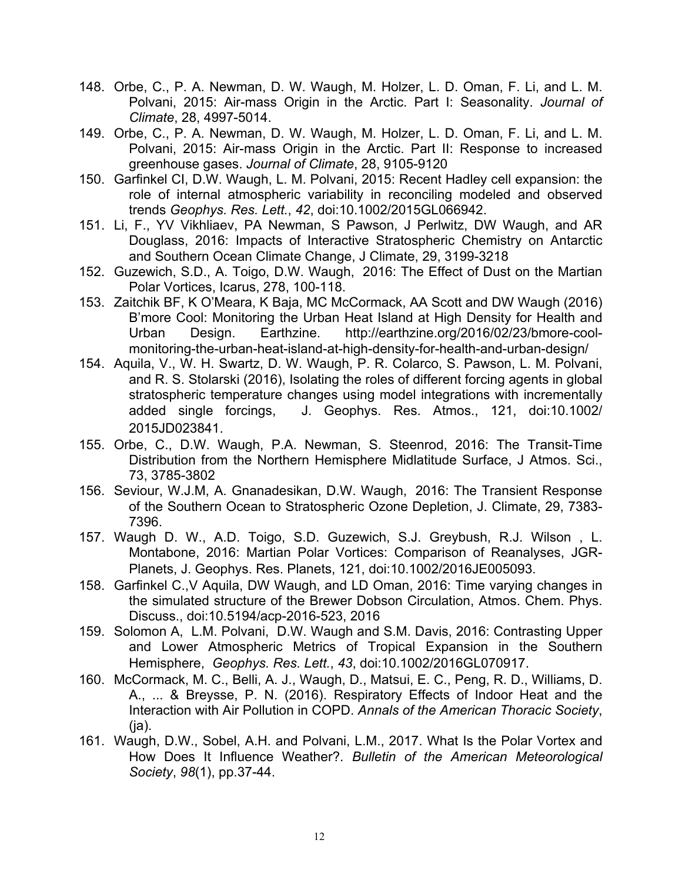148. Orbe, C., P. A. Newman, D. W. Waugh, M. Holzer, L. D. Oman, F. Li, and L. M. Polvani, 2015: Air-mass Origin in the Arctic. Part I: Seasonality. *Journal of Climate*, 28, 4997-5014.
149. Orbe, C., P. A. Newman, D. W. Waugh, M. Holzer, L. D. Oman, F. Li, and L. M. Polvani, 2015: Air-mass Origin in the Arctic. Part II: Response to increased greenhouse gases. *Journal of Climate*, 28, 9105-9120
150. Garfinkel CI, D.W. Waugh, L. M. Polvani, 2015: Recent Hadley cell expansion: the role of internal atmospheric variability in reconciling modeled and observed trends *Geophys. Res. Lett.*, *42*, doi:10.1002/2015GL066942.
151. Li, F., YV Vikhliaev, PA Newman, S Pawson, J Perlwitz, DW Waugh, and AR Douglass, 2016: Impacts of Interactive Stratospheric Chemistry on Antarctic and Southern Ocean Climate Change, J Climate, 29, 3199-3218
152. Guzewich, S.D., A. Toigo, D.W. Waugh, 2016: The Effect of Dust on the Martian Polar Vortices, Icarus, 278, 100-118.
153. Zaitchik BF, K O'Meara, K Baja, MC McCormack, AA Scott and DW Waugh (2016) B'more Cool: Monitoring the Urban Heat Island at High Density for Health and Urban Design. Earthzine. http://earthzine.org/2016/02/23/bmore-cool-monitoring-the-urban-heat-island-at-high-density-for-health-and-urban-design/
154. Aquila, V., W. H. Swartz, D. W. Waugh, P. R. Colarco, S. Pawson, L. M. Polvani, and R. S. Stolarski (2016), Isolating the roles of different forcing agents in global stratospheric temperature changes using model integrations with incrementally added single forcings, J. Geophys. Res. Atmos., 121, doi:10.1002/2015JD023841.
155. Orbe, C., D.W. Waugh, P.A. Newman, S. Steenrod, 2016: The Transit-Time Distribution from the Northern Hemisphere Midlatitude Surface, J Atmos. Sci., 73, 3785-3802
156. Seviour, W.J.M, A. Gnanadesikan, D.W. Waugh, 2016: The Transient Response of the Southern Ocean to Stratospheric Ozone Depletion, J. Climate, 29, 7383-7396.
157. Waugh D. W., A.D. Toigo, S.D. Guzewich, S.J. Greybush, R.J. Wilson , L. Montabone, 2016: Martian Polar Vortices: Comparison of Reanalyses, JGR-Planets, J. Geophys. Res. Planets, 121, doi:10.1002/2016JE005093.
158. Garfinkel C.,V Aquila, DW Waugh, and LD Oman, 2016: Time varying changes in the simulated structure of the Brewer Dobson Circulation, Atmos. Chem. Phys. Discuss., doi:10.5194/acp-2016-523, 2016
159. Solomon A, L.M. Polvani, D.W. Waugh and S.M. Davis, 2016: Contrasting Upper and Lower Atmospheric Metrics of Tropical Expansion in the Southern Hemisphere, *Geophys. Res. Lett.*, *43*, doi:10.1002/2016GL070917.
160. McCormack, M. C., Belli, A. J., Waugh, D., Matsui, E. C., Peng, R. D., Williams, D. A., ... & Breysse, P. N. (2016). Respiratory Effects of Indoor Heat and the Interaction with Air Pollution in COPD. *Annals of the American Thoracic Society*, (ja).
161. Waugh, D.W., Sobel, A.H. and Polvani, L.M., 2017. What Is the Polar Vortex and How Does It Influence Weather?. *Bulletin of the American Meteorological Society*, *98*(1), pp.37-44.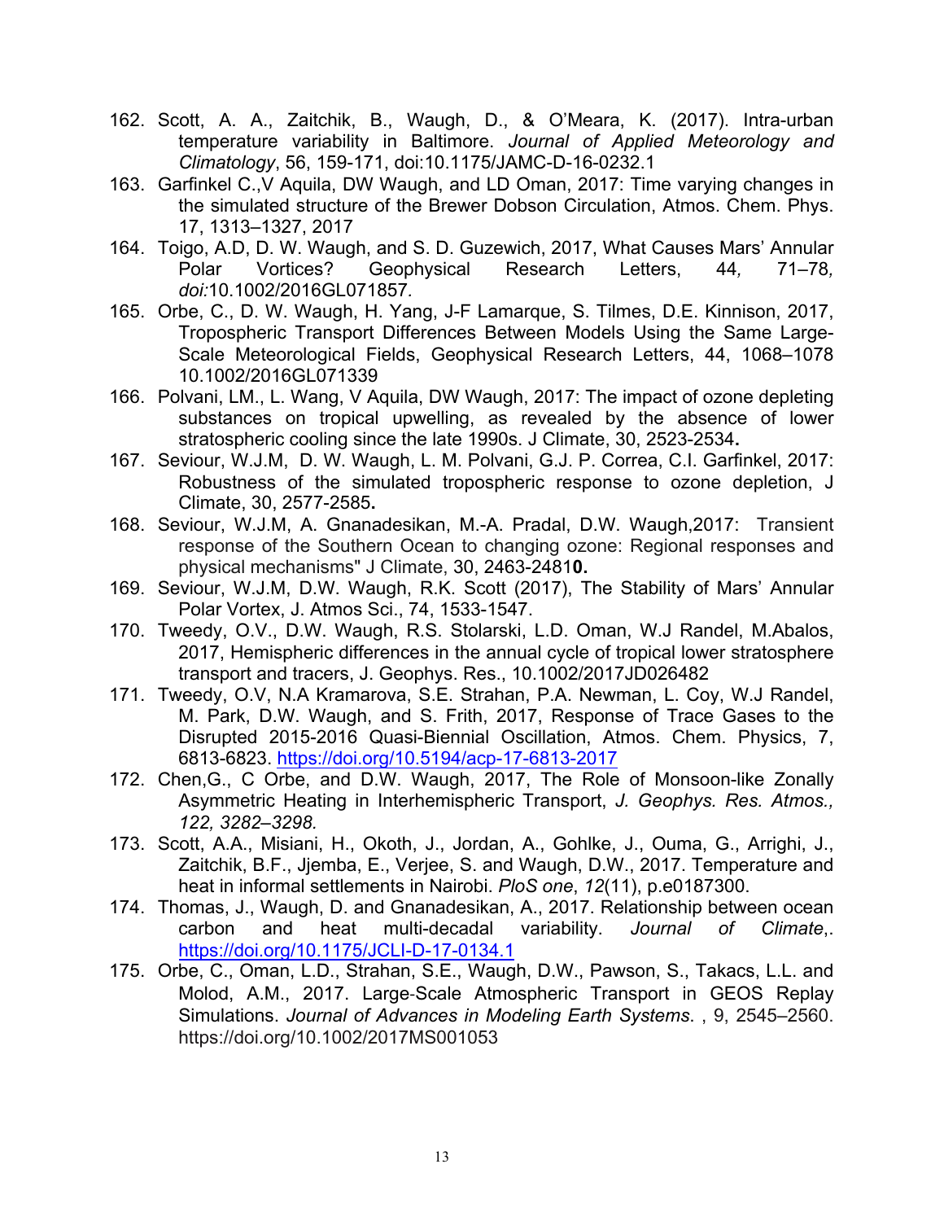162. Scott, A. A., Zaitchik, B., Waugh, D., & O'Meara, K. (2017). Intra-urban temperature variability in Baltimore. *Journal of Applied Meteorology and Climatology*, 56, 159-171, doi:10.1175/JAMC-D-16-0232.1
163. Garfinkel C.,V Aquila, DW Waugh, and LD Oman, 2017: Time varying changes in the simulated structure of the Brewer Dobson Circulation, Atmos. Chem. Phys. 17, 1313–1327, 2017
164. Toigo, A.D, D. W. Waugh, and S. D. Guzewich, 2017, What Causes Mars' Annular Polar Vortices? Geophysical Research Letters, 44*,* 71–78*, doi:*10.1002/2016GL071857*.*
165. Orbe, C., D. W. Waugh, H. Yang, J-F Lamarque, S. Tilmes, D.E. Kinnison, 2017, Tropospheric Transport Differences Between Models Using the Same Large-Scale Meteorological Fields, Geophysical Research Letters, 44, 1068–1078 10.1002/2016GL071339
166. Polvani, LM., L. Wang, V Aquila, DW Waugh, 2017: The impact of ozone depleting substances on tropical upwelling, as revealed by the absence of lower stratospheric cooling since the late 1990s. J Climate, 30, 2523-2534**.**
167. Seviour, W.J.M, D. W. Waugh, L. M. Polvani, G.J. P. Correa, C.I. Garfinkel, 2017: Robustness of the simulated tropospheric response to ozone depletion, J Climate, 30, 2577-2585**.**
168. Seviour, W.J.M, A. Gnanadesikan, M.-A. Pradal, D.W. Waugh,2017: Transient response of the Southern Ocean to changing ozone: Regional responses and physical mechanisms" J Climate, 30, 2463-2481**0.**
169. Seviour, W.J.M, D.W. Waugh, R.K. Scott (2017), The Stability of Mars' Annular Polar Vortex, J. Atmos Sci., 74, 1533-1547.
170. Tweedy, O.V., D.W. Waugh, R.S. Stolarski, L.D. Oman, W.J Randel, M.Abalos, 2017, Hemispheric differences in the annual cycle of tropical lower stratosphere transport and tracers, J. Geophys. Res., 10.1002/2017JD026482
171. Tweedy, O.V, N.A Kramarova, S.E. Strahan, P.A. Newman, L. Coy, W.J Randel, M. Park, D.W. Waugh, and S. Frith, 2017, Response of Trace Gases to the Disrupted 2015-2016 Quasi-Biennial Oscillation, Atmos. Chem. Physics, 7, 6813-6823. https://doi.org/10.5194/acp-17-6813-2017
172. Chen,G., C Orbe, and D.W. Waugh, 2017, The Role of Monsoon-like Zonally Asymmetric Heating in Interhemispheric Transport, *J. Geophys. Res. Atmos., 122, 3282–3298.*
173. Scott, A.A., Misiani, H., Okoth, J., Jordan, A., Gohlke, J., Ouma, G., Arrighi, J., Zaitchik, B.F., Jjemba, E., Verjee, S. and Waugh, D.W., 2017. Temperature and heat in informal settlements in Nairobi. *PloS one*, *12*(11), p.e0187300.
174. Thomas, J., Waugh, D. and Gnanadesikan, A., 2017. Relationship between ocean carbon and heat multi-decadal variability. *Journal of Climate*,. https://doi.org/10.1175/JCLI-D-17-0134.1
175. Orbe, C., Oman, L.D., Strahan, S.E., Waugh, D.W., Pawson, S., Takacs, L.L. and Molod, A.M., 2017. Large-Scale Atmospheric Transport in GEOS Replay Simulations. *Journal of Advances in Modeling Earth Systems*. , 9, 2545–2560. https://doi.org/10.1002/2017MS001053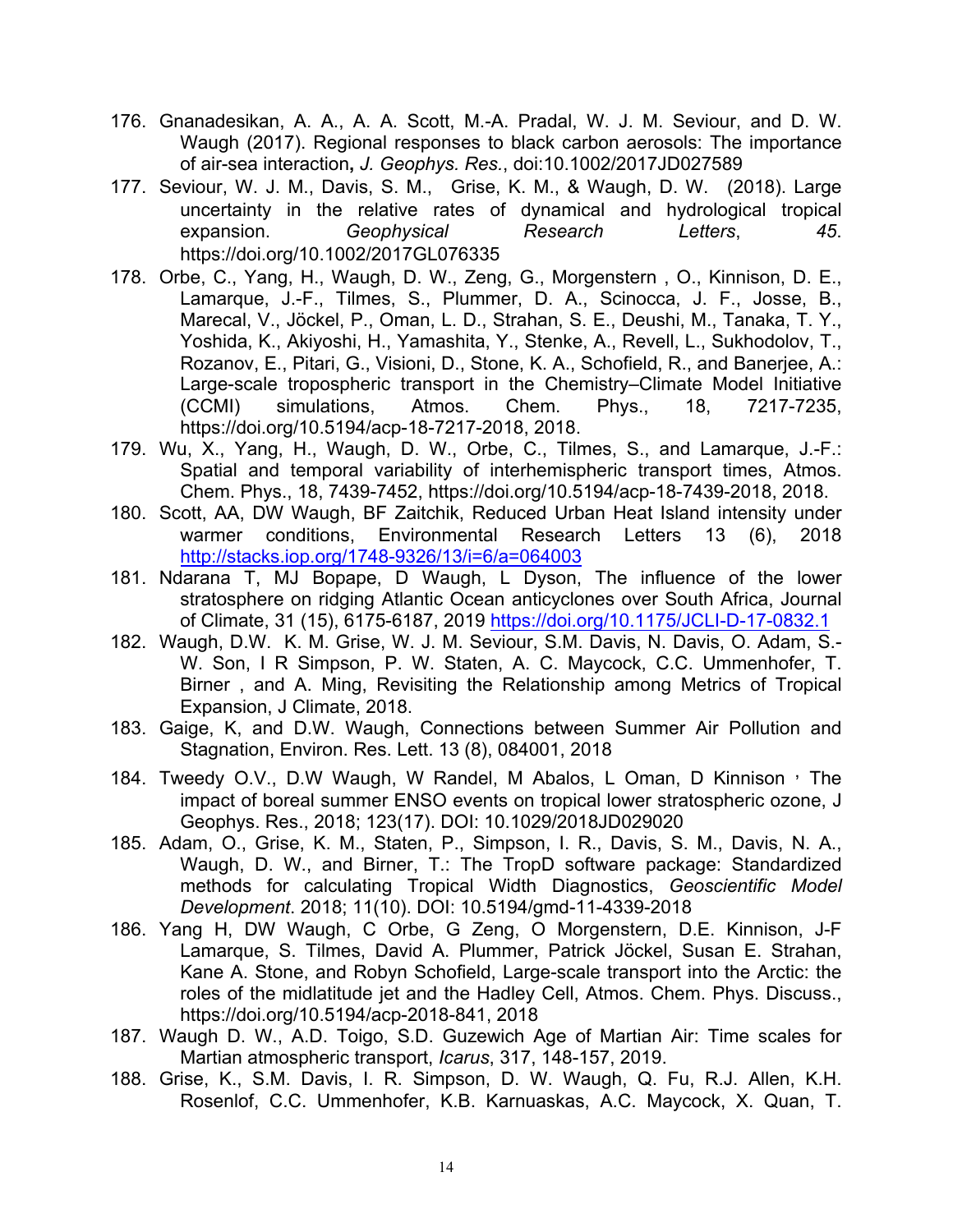176. Gnanadesikan, A. A., A. A. Scott, M.-A. Pradal, W. J. M. Seviour, and D. W. Waugh (2017). Regional responses to black carbon aerosols: The importance of air-sea interaction**,** *J. Geophys. Res.*, doi:10.1002/2017JD027589
177. Seviour, W. J. M., Davis, S. M., Grise, K. M., & Waugh, D. W. (2018). Large uncertainty in the relative rates of dynamical and hydrological tropical expansion. *Geophysical Research Letters*, *45*. https://doi.org/10.1002/2017GL076335
178. Orbe, C., Yang, H., Waugh, D. W., Zeng, G., Morgenstern , O., Kinnison, D. E., Lamarque, J.-F., Tilmes, S., Plummer, D. A., Scinocca, J. F., Josse, B., Marecal, V., Jöckel, P., Oman, L. D., Strahan, S. E., Deushi, M., Tanaka, T. Y., Yoshida, K., Akiyoshi, H., Yamashita, Y., Stenke, A., Revell, L., Sukhodolov, T., Rozanov, E., Pitari, G., Visioni, D., Stone, K. A., Schofield, R., and Banerjee, A.: Large-scale tropospheric transport in the Chemistry–Climate Model Initiative (CCMI) simulations, Atmos. Chem. Phys., 18, 7217-7235, https://doi.org/10.5194/acp-18-7217-2018, 2018.
179. Wu, X., Yang, H., Waugh, D. W., Orbe, C., Tilmes, S., and Lamarque, J.-F.: Spatial and temporal variability of interhemispheric transport times, Atmos. Chem. Phys., 18, 7439-7452, https://doi.org/10.5194/acp-18-7439-2018, 2018.
180. Scott, AA, DW Waugh, BF Zaitchik, Reduced Urban Heat Island intensity under warmer conditions, Environmental Research Letters 13 (6), 2018 http://stacks.iop.org/1748-9326/13/i=6/a=064003
181. Ndarana T, MJ Bopape, D Waugh, L Dyson, The influence of the lower stratosphere on ridging Atlantic Ocean anticyclones over South Africa, Journal of Climate, 31 (15), 6175-6187, 2019 https://doi.org/10.1175/JCLI-D-17-0832.1
182. Waugh, D.W. K. M. Grise, W. J. M. Seviour, S.M. Davis, N. Davis, O. Adam, S.-W. Son, I R Simpson, P. W. Staten, A. C. Maycock, C.C. Ummenhofer, T. Birner , and A. Ming, Revisiting the Relationship among Metrics of Tropical Expansion, J Climate, 2018.
183. Gaige, K, and D.W. Waugh, Connections between Summer Air Pollution and Stagnation, Environ. Res. Lett. 13 (8), 084001, 2018
184. Tweedy O.V., D.W Waugh, W Randel, M Abalos, L Oman, D Kinnison，The impact of boreal summer ENSO events on tropical lower stratospheric ozone, J Geophys. Res., 2018; 123(17). DOI: 10.1029/2018JD029020
185. Adam, O., Grise, K. M., Staten, P., Simpson, I. R., Davis, S. M., Davis, N. A., Waugh, D. W., and Birner, T.: The TropD software package: Standardized methods for calculating Tropical Width Diagnostics, *Geoscientific Model Development*. 2018; 11(10). DOI: 10.5194/gmd-11-4339-2018
186. Yang H, DW Waugh, C Orbe, G Zeng, O Morgenstern, D.E. Kinnison, J-F Lamarque, S. Tilmes, David A. Plummer, Patrick Jöckel, Susan E. Strahan, Kane A. Stone, and Robyn Schofield, Large-scale transport into the Arctic: the roles of the midlatitude jet and the Hadley Cell, Atmos. Chem. Phys. Discuss., https://doi.org/10.5194/acp-2018-841, 2018
187. Waugh D. W., A.D. Toigo, S.D. Guzewich Age of Martian Air: Time scales for Martian atmospheric transport, *Icarus*, 317, 148-157, 2019.
188. Grise, K., S.M. Davis, I. R. Simpson, D. W. Waugh, Q. Fu, R.J. Allen, K.H. Rosenlof, C.C. Ummenhofer, K.B. Karnuaskas, A.C. Maycock, X. Quan, T.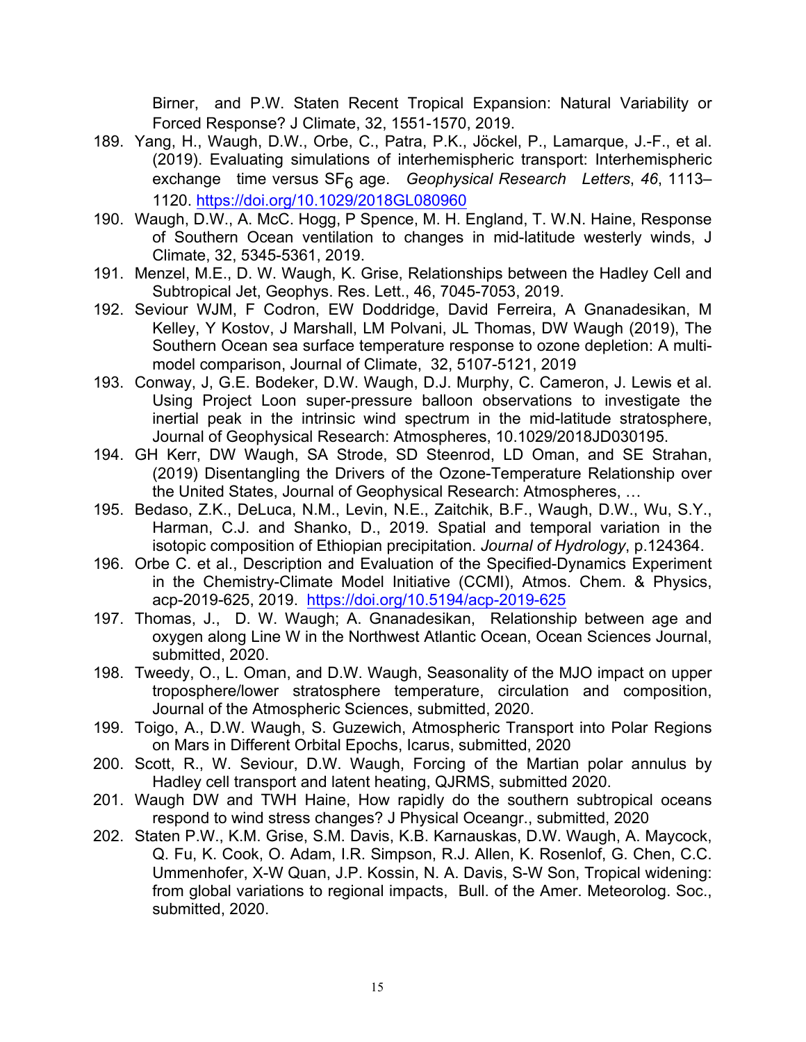Birner, and P.W. Staten Recent Tropical Expansion: Natural Variability or Forced Response? J Climate, 32, 1551-1570, 2019.

189. Yang, H., Waugh, D.W., Orbe, C., Patra, P.K., Jöckel, P., Lamarque, J.-F., et al. (2019). Evaluating simulations of interhemispheric transport: Interhemispheric exchange time versus $SF_6$ age. *Geophysical Research Letters*, *46*, 1113–1120. https://doi.org/10.1029/2018GL080960
190. Waugh, D.W., A. McC. Hogg, P Spence, M. H. England, T. W.N. Haine, Response of Southern Ocean ventilation to changes in mid-latitude westerly winds, J Climate, 32, 5345-5361, 2019.
191. Menzel, M.E., D. W. Waugh, K. Grise, Relationships between the Hadley Cell and Subtropical Jet, Geophys. Res. Lett., 46, 7045-7053, 2019.
192. Seviour WJM, F Codron, EW Doddridge, David Ferreira, A Gnanadesikan, M Kelley, Y Kostov, J Marshall, LM Polvani, JL Thomas, DW Waugh (2019), The Southern Ocean sea surface temperature response to ozone depletion: A multi-model comparison, Journal of Climate, 32, 5107-5121, 2019
193. Conway, J, G.E. Bodeker, D.W. Waugh, D.J. Murphy, C. Cameron, J. Lewis et al. Using Project Loon super-pressure balloon observations to investigate the inertial peak in the intrinsic wind spectrum in the mid-latitude stratosphere, Journal of Geophysical Research: Atmospheres, 10.1029/2018JD030195.
194. GH Kerr, DW Waugh, SA Strode, SD Steenrod, LD Oman, and SE Strahan, (2019) Disentangling the Drivers of the Ozone-Temperature Relationship over the United States, Journal of Geophysical Research: Atmospheres, …
195. Bedaso, Z.K., DeLuca, N.M., Levin, N.E., Zaitchik, B.F., Waugh, D.W., Wu, S.Y., Harman, C.J. and Shanko, D., 2019. Spatial and temporal variation in the isotopic composition of Ethiopian precipitation. *Journal of Hydrology*, p.124364.
196. Orbe C. et al., Description and Evaluation of the Specified-Dynamics Experiment in the Chemistry-Climate Model Initiative (CCMI), Atmos. Chem. & Physics, acp-2019-625, 2019. https://doi.org/10.5194/acp-2019-625
197. Thomas, J., D. W. Waugh; A. Gnanadesikan, Relationship between age and oxygen along Line W in the Northwest Atlantic Ocean, Ocean Sciences Journal, submitted, 2020.
198. Tweedy, O., L. Oman, and D.W. Waugh, Seasonality of the MJO impact on upper troposphere/lower stratosphere temperature, circulation and composition, Journal of the Atmospheric Sciences, submitted, 2020.
199. Toigo, A., D.W. Waugh, S. Guzewich, Atmospheric Transport into Polar Regions on Mars in Different Orbital Epochs, Icarus, submitted, 2020
200. Scott, R., W. Seviour, D.W. Waugh, Forcing of the Martian polar annulus by Hadley cell transport and latent heating, QJRMS, submitted 2020.
201. Waugh DW and TWH Haine, How rapidly do the southern subtropical oceans respond to wind stress changes? J Physical Oceangr., submitted, 2020
202. Staten P.W., K.M. Grise, S.M. Davis, K.B. Karnauskas, D.W. Waugh, A. Maycock, Q. Fu, K. Cook, O. Adam, I.R. Simpson, R.J. Allen, K. Rosenlof, G. Chen, C.C. Ummenhofer, X-W Quan, J.P. Kossin, N. A. Davis, S-W Son, Tropical widening: from global variations to regional impacts, Bull. of the Amer. Meteorolog. Soc., submitted, 2020.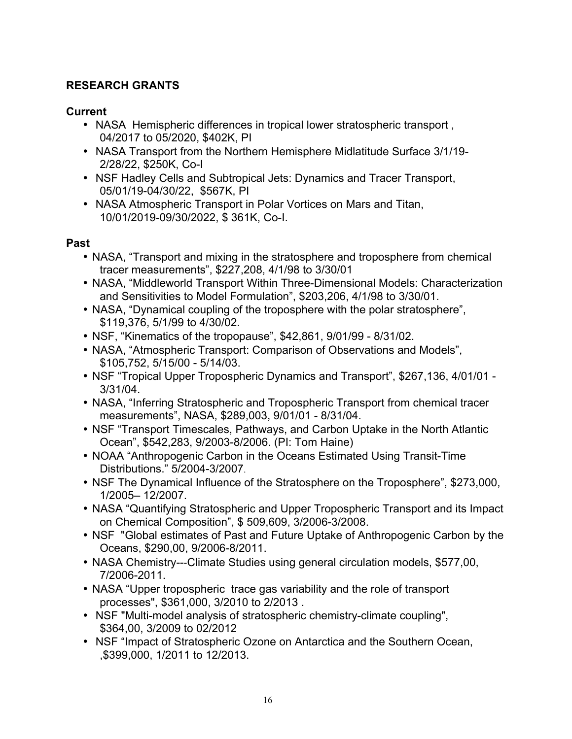## RESEARCH GRANTS

### Current

- NASA Hemispheric differences in tropical lower stratospheric transport , 04/2017 to 05/2020, $402K, PI
- NASA Transport from the Northern Hemisphere Midlatitude Surface 3/1/19-2/28/22, $250K, Co-I
- NSF Hadley Cells and Subtropical Jets: Dynamics and Tracer Transport, 05/01/19-04/30/22, $567K, PI
- NASA Atmospheric Transport in Polar Vortices on Mars and Titan, 10/01/2019-09/30/2022, $ 361K, Co-I.

### Past

- NASA, “Transport and mixing in the stratosphere and troposphere from chemical tracer measurements”, $227,208, 4/1/98 to 3/30/01
- NASA, “Middleworld Transport Within Three-Dimensional Models: Characterization and Sensitivities to Model Formulation”, $203,206, 4/1/98 to 3/30/01.
- NASA, “Dynamical coupling of the troposphere with the polar stratosphere”, $119,376, 5/1/99 to 4/30/02.
- NSF, “Kinematics of the tropopause”, $42,861, 9/01/99 - 8/31/02.
- NASA, “Atmospheric Transport: Comparison of Observations and Models”, $105,752, 5/15/00 - 5/14/03.
- NSF “Tropical Upper Tropospheric Dynamics and Transport”, $267,136, 4/01/01 - 3/31/04.
- NASA, “Inferring Stratospheric and Tropospheric Transport from chemical tracer measurements”, NASA, $289,003, 9/01/01 - 8/31/04.
- NSF “Transport Timescales, Pathways, and Carbon Uptake in the North Atlantic Ocean”, $542,283, 9/2003-8/2006. (PI: Tom Haine)
- NOAA “Anthropogenic Carbon in the Oceans Estimated Using Transit-Time Distributions.” 5/2004-3/2007.
- NSF The Dynamical Influence of the Stratosphere on the Troposphere”, $273,000, 1/2005– 12/2007.
- NASA “Quantifying Stratospheric and Upper Tropospheric Transport and its Impact on Chemical Composition”, $ 509,609, 3/2006-3/2008.
- NSF "Global estimates of Past and Future Uptake of Anthropogenic Carbon by the Oceans, $290,00, 9/2006-8/2011.
- NASA Chemistry---Climate Studies using general circulation models, $577,00, 7/2006-2011.
- NASA “Upper tropospheric trace gas variability and the role of transport processes", $361,000, 3/2010 to 2/2013 .
- NSF "Multi-model analysis of stratospheric chemistry-climate coupling", $364,00, 3/2009 to 02/2012
- NSF “Impact of Stratospheric Ozone on Antarctica and the Southern Ocean, ,$399,000, 1/2011 to 12/2013.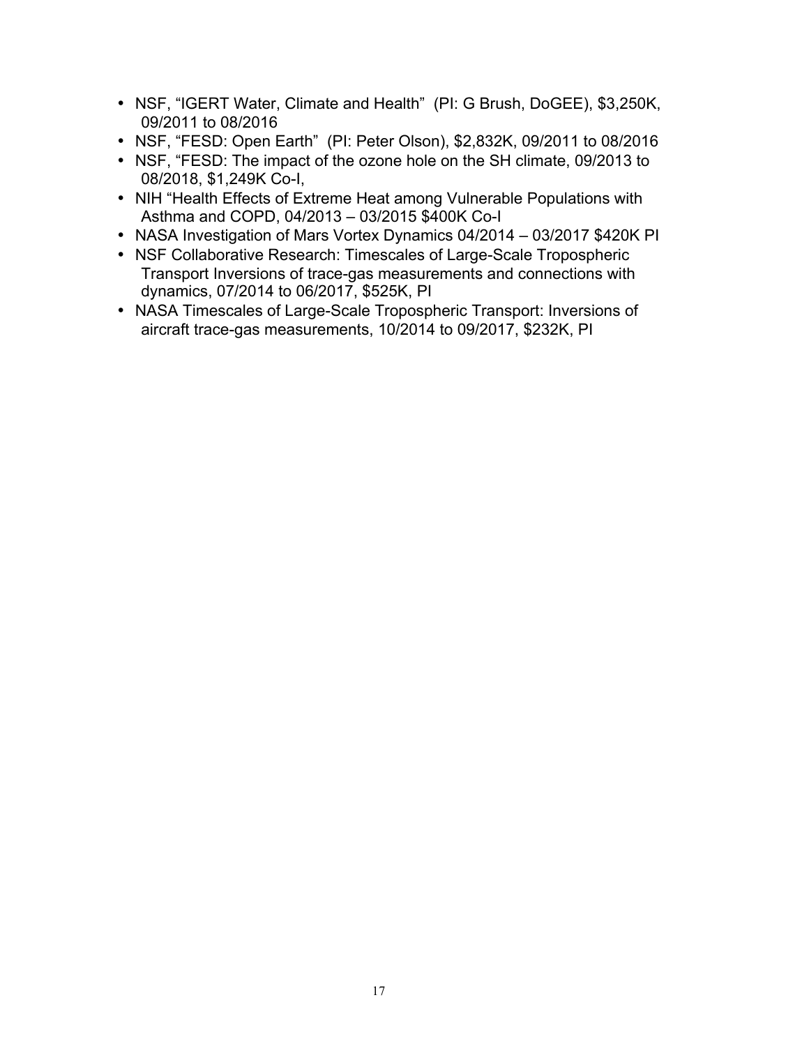- NSF, "IGERT Water, Climate and Health" (PI: G Brush, DoGEE), $3,250K, 09/2011 to 08/2016
- NSF, "FESD: Open Earth" (PI: Peter Olson), $2,832K, 09/2011 to 08/2016
- NSF, "FESD: The impact of the ozone hole on the SH climate, 09/2013 to 08/2018, $1,249K Co-I,
- NIH "Health Effects of Extreme Heat among Vulnerable Populations with Asthma and COPD, 04/2013 – 03/2015 $400K Co-I
- NASA Investigation of Mars Vortex Dynamics 04/2014 – 03/2017 $420K PI
- NSF Collaborative Research: Timescales of Large-Scale Tropospheric Transport Inversions of trace-gas measurements and connections with dynamics, 07/2014 to 06/2017, $525K, PI
- NASA Timescales of Large-Scale Tropospheric Transport: Inversions of aircraft trace-gas measurements, 10/2014 to 09/2017, $232K, PI